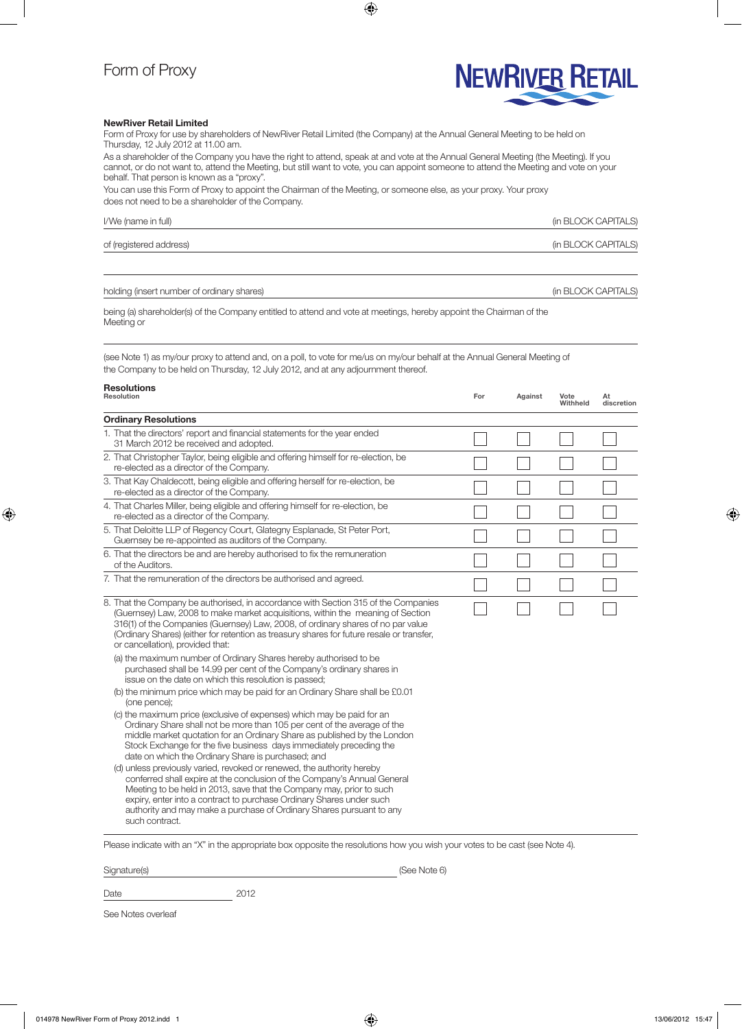# Form of Proxy

NEWRIVER RETAIL

**NewRiver Retail Limited**

Form of Proxy for use by shareholders of NewRiver Retail Limited (the Company) at the Annual General Meeting to be held on Thursday, 12 July 2012 at 11.00 am.

As a shareholder of the Company you have the right to attend, speak at and vote at the Annual General Meeting (the Meeting). If you cannot, or do not want to, attend the Meeting, but still want to vote, you can appoint someone to attend the Meeting and vote on your behalf. That person is known as a "proxy".

You can use this Form of Proxy to appoint the Chairman of the Meeting, or someone else, as your proxy. Your proxy does not need to be a shareholder of the Company.

I/We (name in full) ______________________________ (in BLOCK CAPITALS)

of (registered address) ______________________________ (in BLOCK CAPITALS)

______________________________

holding (insert number of ordinary shares) ______________________________ (in BLOCK CAPITALS)

being (a) shareholder(s) of the Company entitled to attend and vote at meetings, hereby appoint the Chairman of the Meeting or

______________________________

(see Note 1) as my/our proxy to attend and, on a poll, to vote for me/us on my/our behalf at the Annual General Meeting of the Company to be held on Thursday, 12 July 2012, and at any adjournment thereof.

**Resolutions**

| Resolution | For | Against | Vote Withheld | At discretion |
|---|---|---|---|---|
| **Ordinary Resolutions** | | | | |
| 1. That the directors' report and financial statements for the year ended 31 March 2012 be received and adopted. | ☐ | ☐ | ☐ | ☐ |
| 2. That Christopher Taylor, being eligible and offering himself for re-election, be re-elected as a director of the Company. | ☐ | ☐ | ☐ | ☐ |
| 3. That Kay Chaldecott, being eligible and offering herself for re-election, be re-elected as a director of the Company. | ☐ | ☐ | ☐ | ☐ |
| 4. That Charles Miller, being eligible and offering himself for re-election, be re-elected as a director of the Company. | ☐ | ☐ | ☐ | ☐ |
| 5. That Deloitte LLP of Regency Court, Glategny Esplanade, St Peter Port, Guernsey be re-appointed as auditors of the Company. | ☐ | ☐ | ☐ | ☐ |
| 6. That the directors be and are hereby authorised to fix the remuneration of the Auditors. | ☐ | ☐ | ☐ | ☐ |
| 7. That the remuneration of the directors be authorised and agreed. | ☐ | ☐ | ☐ | ☐ |
| 8. That the Company be authorised, in accordance with Section 315 of the Companies (Guernsey) Law, 2008 to make market acquisitions, within the meaning of Section 316(1) of the Companies (Guernsey) Law, 2008, of ordinary shares of no par value (Ordinary Shares) (either for retention as treasury shares for future resale or transfer, or cancellation), provided that:<br>(a) the maximum number of Ordinary Shares hereby authorised to be purchased shall be 14.99 per cent of the Company's ordinary shares in issue on the date on which this resolution is passed;<br>(b) the minimum price which may be paid for an Ordinary Share shall be £0.01 (one pence);<br>(c) the maximum price (exclusive of expenses) which may be paid for an Ordinary Share shall not be more than 105 per cent of the average of the middle market quotation for an Ordinary Share as published by the London Stock Exchange for the five business days immediately preceding the date on which the Ordinary Share is purchased; and<br>(d) unless previously varied, revoked or renewed, the authority hereby conferred shall expire at the conclusion of the Company's Annual General Meeting to be held in 2013, save that the Company may, prior to such expiry, enter into a contract to purchase Ordinary Shares under such authority and may make a purchase of Ordinary Shares pursuant to any such contract. | ☐ | ☐ | ☐ | ☐ |

Please indicate with an "X" in the appropriate box opposite the resolutions how you wish your votes to be cast (see Note 4).

Signature(s) ______________________________ (See Note 6)

Date ______________ 2012

See Notes overleaf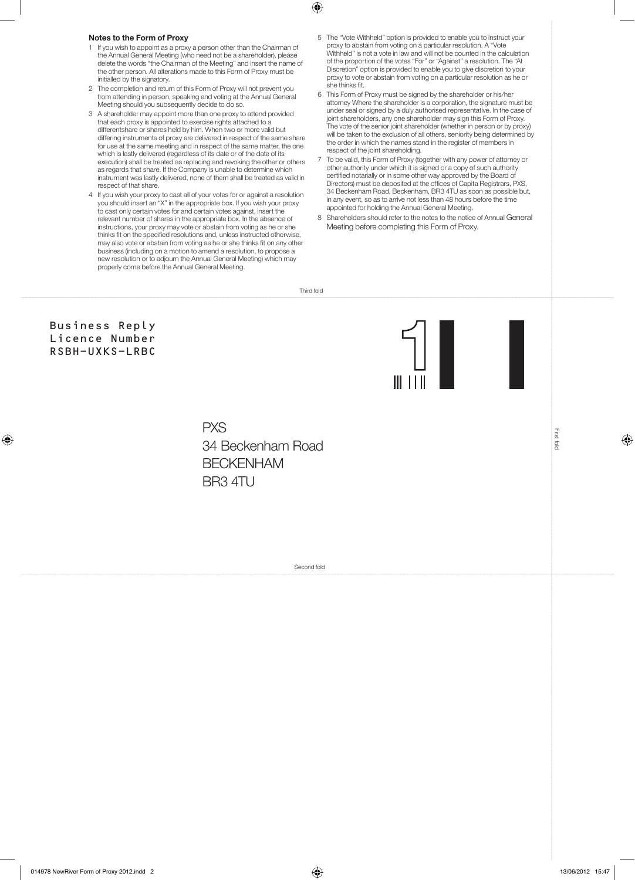**Notes to the Form of Proxy**

1. If you wish to appoint as a proxy a person other than the Chairman of the Annual General Meeting (who need not be a shareholder), please delete the words "the Chairman of the Meeting" and insert the name of the other person. All alterations made to this Form of Proxy must be initialled by the signatory.
2. The completion and return of this Form of Proxy will not prevent you from attending in person, speaking and voting at the Annual General Meeting should you subsequently decide to do so.
3. A shareholder may appoint more than one proxy to attend provided that each proxy is appointed to exercise rights attached to a differentshare or shares held by him. When two or more valid but differing instruments of proxy are delivered in respect of the same share for use at the same meeting and in respect of the same matter, the one which is lastly delivered (regardless of its date or of the date of its execution) shall be treated as replacing and revoking the other or others as regards that share. If the Company is unable to determine which instrument was lastly delivered, none of them shall be treated as valid in respect of that share.
4. If you wish your proxy to cast all of your votes for or against a resolution you should insert an "X" in the appropriate box. If you wish your proxy to cast only certain votes for and certain votes against, insert the relevant number of shares in the appropriate box. In the absence of instructions, your proxy may vote or abstain from voting as he or she thinks fit on the specified resolutions and, unless instructed otherwise, may also vote or abstain from voting as he or she thinks fit on any other business (including on a motion to amend a resolution, to propose a new resolution or to adjourn the Annual General Meeting) which may properly come before the Annual General Meeting.
5. The "Vote Withheld" option is provided to enable you to instruct your proxy to abstain from voting on a particular resolution. A "Vote Withheld" is not a vote in law and will not be counted in the calculation of the proportion of the votes "For" or "Against" a resolution. The "At Discretion" option is provided to enable you to give discretion to your proxy to vote or abstain from voting on a particular resolution as he or she thinks fit.
6. This Form of Proxy must be signed by the shareholder or his/her attorney Where the shareholder is a corporation, the signature must be under seal or signed by a duly authorised representative. In the case of joint shareholders, any one shareholder may sign this Form of Proxy. The vote of the senior joint shareholder (whether in person or by proxy) will be taken to the exclusion of all others, seniority being determined by the order in which the names stand in the register of members in respect of the joint shareholding.
7. To be valid, this Form of Proxy (together with any power of attorney or other authority under which it is signed or a copy of such authority certified notarially or in some other way approved by the Board of Directors) must be deposited at the offices of Capita Registrars, PXS, 34 Beckenham Road, Beckenham, BR3 4TU as soon as possible but, in any event, so as to arrive not less than 48 hours before the time appointed for holding the Annual General Meeting.
8. Shareholders should refer to the notes to the notice of Annual General Meeting before completing this Form of Proxy.

Third fold

Business Reply
Licence Number
RSBH-UXKS-LRBC

1

PXS
34 Beckenham Road
BECKENHAM
BR3 4TU

Second fold

First fold